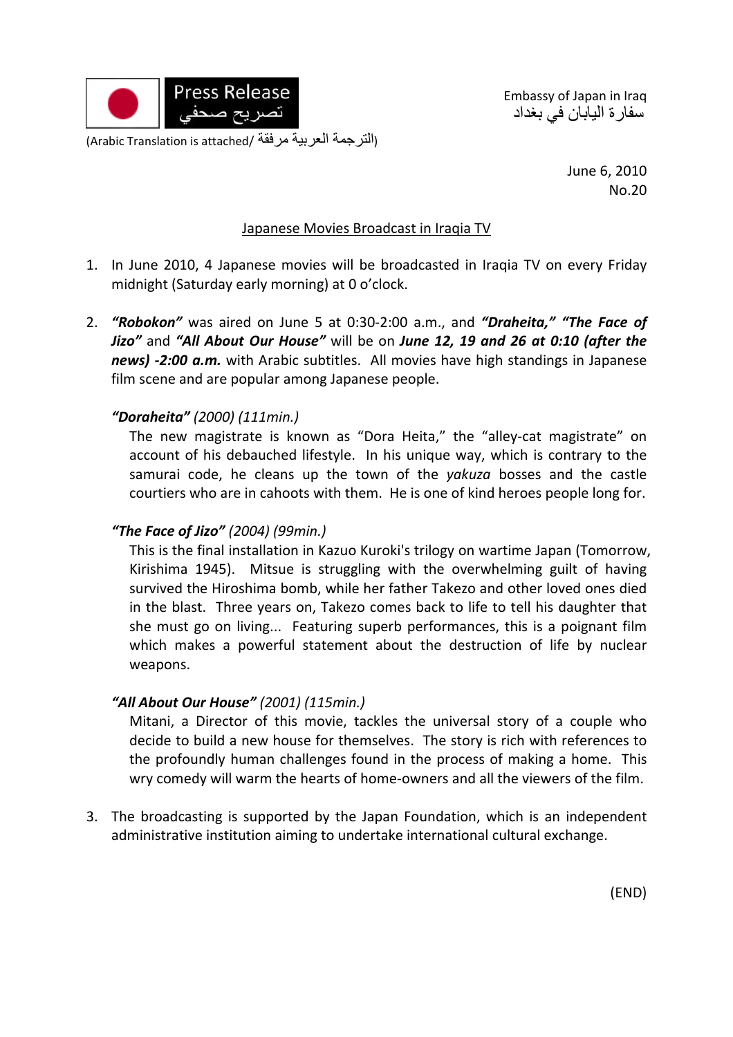Press Release
تصريح صحفي

(Arabic Translation is attached/ الترجمة العربية مرفقة)

Embassy of Japan in Iraq
سفارة اليابان في بغداد

June 6, 2010
No.20

## Japanese Movies Broadcast in Iraqia TV

1. In June 2010, 4 Japanese movies will be broadcasted in Iraqia TV on every Friday midnight (Saturday early morning) at 0 o'clock.

2. ***"Robokon"*** was aired on June 5 at 0:30-2:00 a.m., and ***"Draheita," "The Face of Jizo"*** and ***"All About Our House"*** will be on ***June 12, 19 and 26 at 0:10 (after the news) -2:00 a.m.*** with Arabic subtitles. All movies have high standings in Japanese film scene and are popular among Japanese people.

   ***"Doraheita"*** *(2000) (111min.)*

   The new magistrate is known as "Dora Heita," the "alley-cat magistrate" on account of his debauched lifestyle. In his unique way, which is contrary to the samurai code, he cleans up the town of the *yakuza* bosses and the castle courtiers who are in cahoots with them. He is one of kind heroes people long for.

   ***"The Face of Jizo"*** *(2004) (99min.)*

   This is the final installation in Kazuo Kuroki's trilogy on wartime Japan (Tomorrow, Kirishima 1945). Mitsue is struggling with the overwhelming guilt of having survived the Hiroshima bomb, while her father Takezo and other loved ones died in the blast. Three years on, Takezo comes back to life to tell his daughter that she must go on living... Featuring superb performances, this is a poignant film which makes a powerful statement about the destruction of life by nuclear weapons.

   ***"All About Our House"*** *(2001) (115min.)*

   Mitani, a Director of this movie, tackles the universal story of a couple who decide to build a new house for themselves. The story is rich with references to the profoundly human challenges found in the process of making a home. This wry comedy will warm the hearts of home-owners and all the viewers of the film.

3. The broadcasting is supported by the Japan Foundation, which is an independent administrative institution aiming to undertake international cultural exchange.

(END)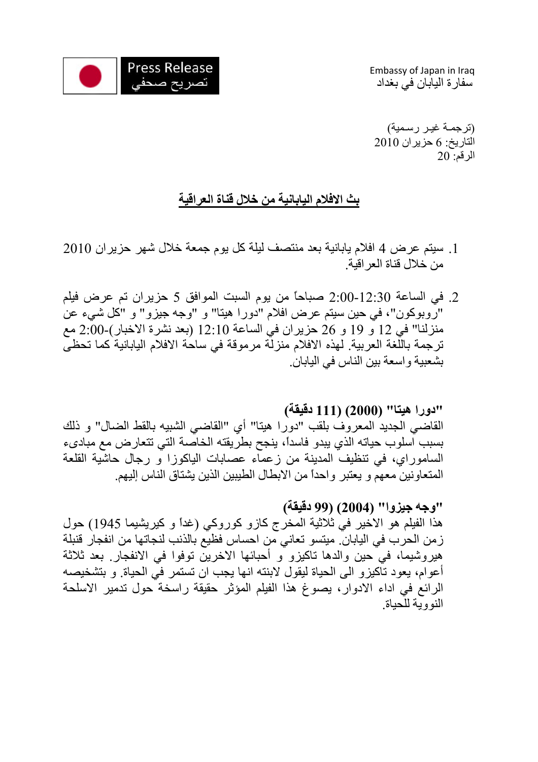Press Release
تصريح صحفي

Embassy of Japan in Iraq
سفارة اليابان في بغداد

(ترجمة غير رسمية)
التاريخ: 6 حزيران 2010
الرقم: 20

## بث الافلام اليابانية من خلال قناة العراقية

1. سيتم عرض 4 افلام يابانية بعد منتصف ليلة كل يوم جمعة خلال شهر حزيران 2010 من خلال قناة العراقية.

2. في الساعة 12:30-2:00 صباحاً من يوم السبت الموافق 5 حزيران تم عرض فيلم "روبوكون"، في حين سيتم عرض افلام "دورا هيتا" و "وجه جيزو" و "كل شيء عن منزلنا" في 12 و 19 و 26 حزيران في الساعة 12:10 (بعد نشرة الاخبار)-2:00 مع ترجمة باللغة العربية. لهذه الافلام منزلة مرموقة في ساحة الافلام اليابانية كما تحظى بشعبية واسعة بين الناس في اليابان.

**"دورا هيتا" (2000) (111 دقيقة)**
القاضي الجديد المعروف بلقب "دورا هيتا" أي "القاضي الشبيه بالقط الضال" و ذلك بسبب اسلوب حياته الذي يبدو فاسداً، ينجح بطريقته الخاصة التي تتعارض مع مبادىء الساموراي، في تنظيف المدينة من زعماء عصابات الياكوزا و رجال حاشية القلعة المتعاونين معهم و يعتبر واحداً من الابطال الطيبين الذين يشتاق الناس إليهم.

**"وجه جيزوا" (2004) (99 دقيقة)**
هذا الفيلم هو الاخير في ثلاثية المخرج كازو كوروكي (غداً و كيريشيما 1945) حول زمن الحرب في اليابان. ميتسو تعاني من احساس فظيع بالذنب لنجاتها من انفجار قنبلة هيروشيما، في حين والدها تاكيزو و أحبائها الاخرين توفوا في الانفجار. بعد ثلاثة أعوام، يعود تاكيزو الى الحياة ليقول لابنته انها يجب ان تستمر في الحياة. و بتشخيصه الرائع في اداء الادوار، يصوغ هذا الفيلم المؤثر حقيقة راسخة حول تدمير الاسلحة النووية للحياة.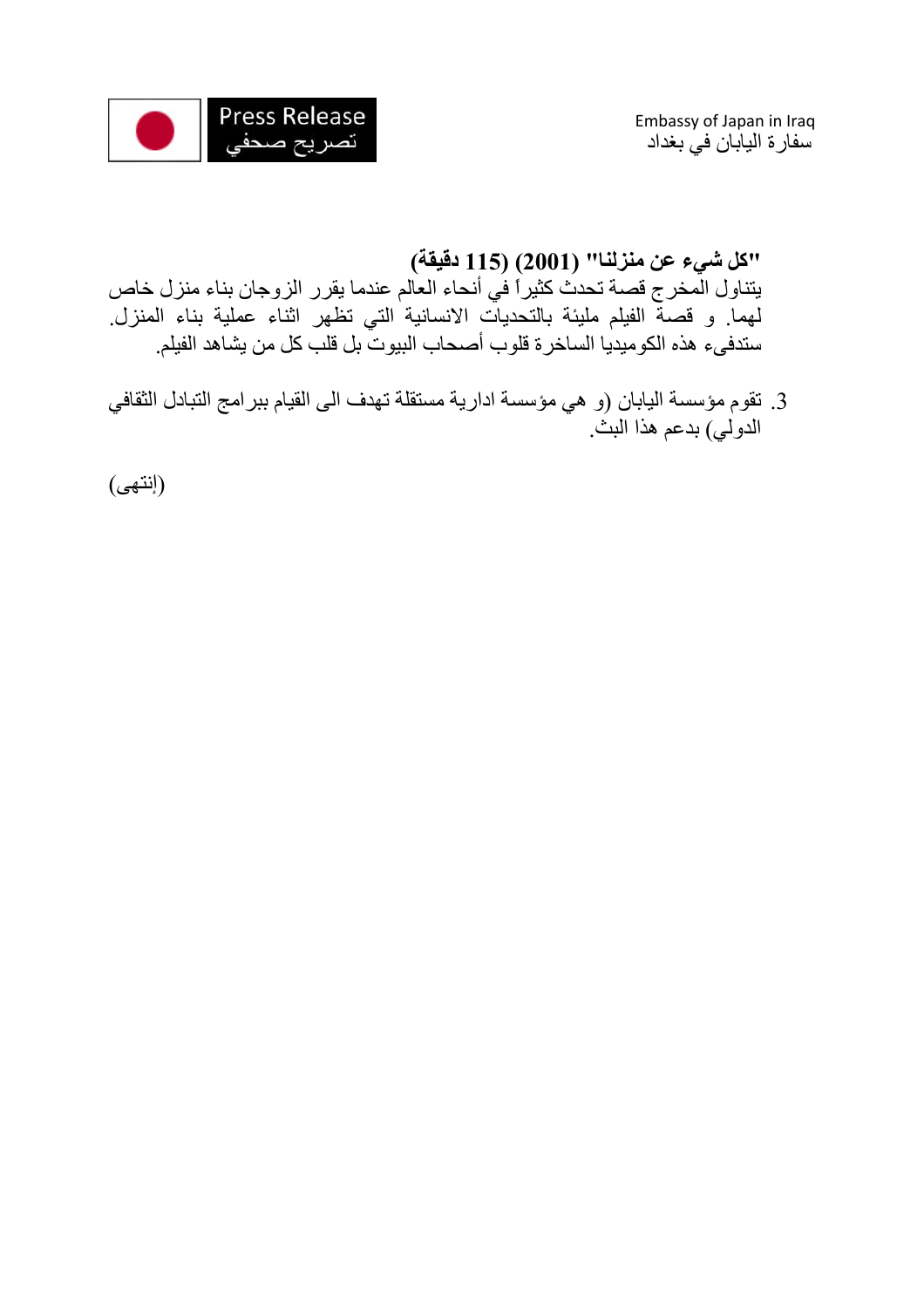**"كل شيء عن منزلنا" (2001) (115 دقيقة)**

يتناول المخرج قصة تحدث كثيراً في أنحاء العالم عندما يقرر الزوجان بناء منزل خاص لهما. و قصة الفيلم مليئة بالتحديات الانسانية التي تظهر اثناء عملية بناء المنزل. ستدفيء هذه الكوميديا الساخرة قلوب أصحاب البيوت بل قلب كل من يشاهد الفيلم.

3. تقوم مؤسسة اليابان (و هي مؤسسة ادارية مستقلة تهدف الى القيام ببرامج التبادل الثقافي الدولي) بدعم هذا البث.

(إنتهى)